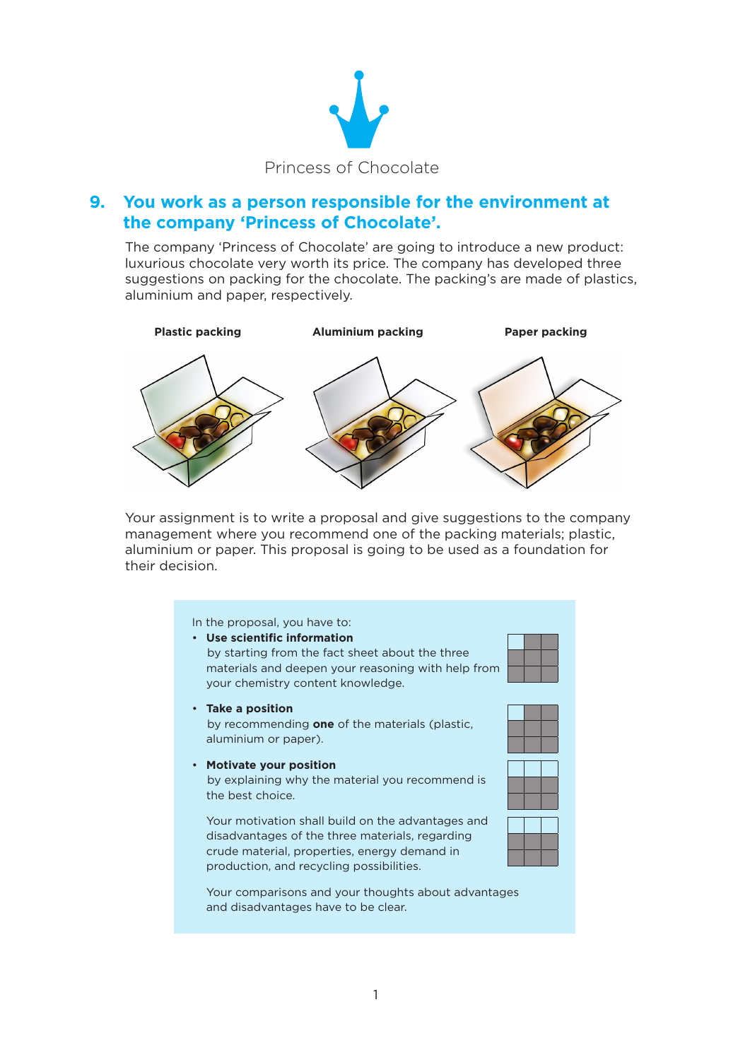Princess of Chocolate

## 9. You work as a person responsible for the environment at the company 'Princess of Chocolate'.

The company 'Princess of Chocolate' are going to introduce a new product: luxurious chocolate very worth its price. The company has developed three suggestions on packing for the chocolate. The packing's are made of plastics, aluminium and paper, respectively.

**Plastic packing** **Aluminium packing** **Paper packing**

Your assignment is to write a proposal and give suggestions to the company management where you recommend one of the packing materials; plastic, aluminium or paper. This proposal is going to be used as a foundation for their decision.

In the proposal, you have to:

- **Use scientific information**
  by starting from the fact sheet about the three materials and deepen your reasoning with help from your chemistry content knowledge.

- **Take a position**
  by recommending **one** of the materials (plastic, aluminium or paper).

- **Motivate your position**
  by explaining why the material you recommend is the best choice.

  Your motivation shall build on the advantages and disadvantages of the three materials, regarding crude material, properties, energy demand in production, and recycling possibilities.

  Your comparisons and your thoughts about advantages and disadvantages have to be clear.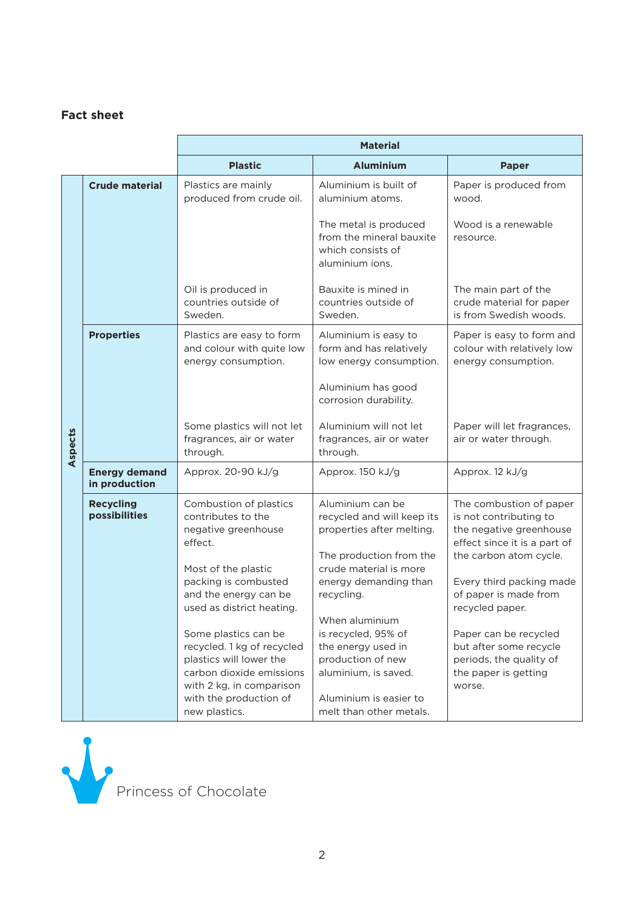## Fact sheet

| | | Material | | |
|---|---|---|---|---|
| | | **Plastic** | **Aluminium** | **Paper** |
| **Aspects** | **Crude material** | Plastics are mainly produced from crude oil.<br><br>Oil is produced in countries outside of Sweden. | Aluminium is built of aluminium atoms.<br><br>The metal is produced from the mineral bauxite which consists of aluminium ions.<br><br>Bauxite is mined in countries outside of Sweden. | Paper is produced from wood.<br><br>Wood is a renewable resource.<br><br>The main part of the crude material for paper is from Swedish woods. |
| | **Properties** | Plastics are easy to form and colour with quite low energy consumption.<br><br>Some plastics will not let fragrances, air or water through. | Aluminium is easy to form and has relatively low energy consumption.<br><br>Aluminium has good corrosion durability.<br><br>Aluminium will not let fragrances, air or water through. | Paper is easy to form and colour with relatively low energy consumption.<br><br>Paper will let fragrances, air or water through. |
| | **Energy demand in production** | Approx. 20-90 kJ/g | Approx. 150 kJ/g | Approx. 12 kJ/g |
| | **Recycling possibilities** | Combustion of plastics contributes to the negative greenhouse effect.<br><br>Most of the plastic packing is combusted and the energy can be used as district heating.<br><br>Some plastics can be recycled. 1 kg of recycled plastics will lower the carbon dioxide emissions with 2 kg, in comparison with the production of new plastics. | Aluminium can be recycled and will keep its properties after melting.<br><br>The production from the crude material is more energy demanding than recycling.<br><br>When aluminium is recycled, 95% of the energy used in production of new aluminium, is saved.<br><br>Aluminium is easier to melt than other metals. | The combustion of paper is not contributing to the negative greenhouse effect since it is a part of the carbon atom cycle.<br><br>Every third packing made of paper is made from recycled paper.<br><br>Paper can be recycled but after some recycle periods, the quality of the paper is getting worse. |

Princess of Chocolate